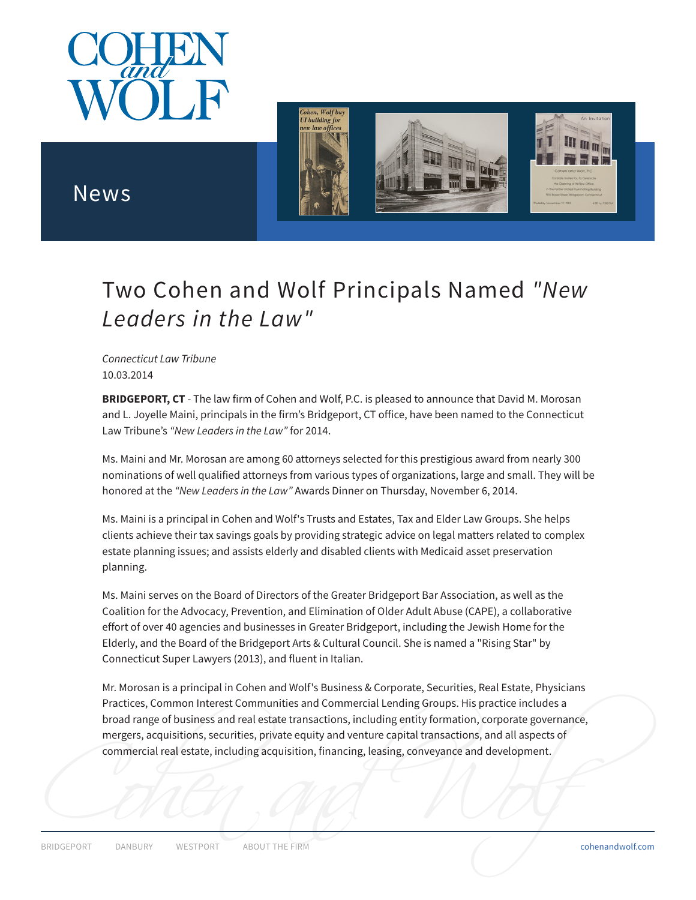# Two Cohen and Wolf Principals Named *"New Leaders in the Law"*

*Connecticut Law Tribune*
10.03.2014

**BRIDGEPORT, CT** - The law firm of Cohen and Wolf, P.C. is pleased to announce that David M. Morosan and L. Joyelle Maini, principals in the firm's Bridgeport, CT office, have been named to the Connecticut Law Tribune's *"New Leaders in the Law"* for 2014.

Ms. Maini and Mr. Morosan are among 60 attorneys selected for this prestigious award from nearly 300 nominations of well qualified attorneys from various types of organizations, large and small. They will be honored at the *"New Leaders in the Law"* Awards Dinner on Thursday, November 6, 2014.

Ms. Maini is a principal in Cohen and Wolf's Trusts and Estates, Tax and Elder Law Groups. She helps clients achieve their tax savings goals by providing strategic advice on legal matters related to complex estate planning issues; and assists elderly and disabled clients with Medicaid asset preservation planning.

Ms. Maini serves on the Board of Directors of the Greater Bridgeport Bar Association, as well as the Coalition for the Advocacy, Prevention, and Elimination of Older Adult Abuse (CAPE), a collaborative effort of over 40 agencies and businesses in Greater Bridgeport, including the Jewish Home for the Elderly, and the Board of the Bridgeport Arts & Cultural Council. She is named a "Rising Star" by Connecticut Super Lawyers (2013), and fluent in Italian.

Mr. Morosan is a principal in Cohen and Wolf's Business & Corporate, Securities, Real Estate, Physicians Practices, Common Interest Communities and Commercial Lending Groups. His practice includes a broad range of business and real estate transactions, including entity formation, corporate governance, mergers, acquisitions, securities, private equity and venture capital transactions, and all aspects of commercial real estate, including acquisition, financing, leasing, conveyance and development.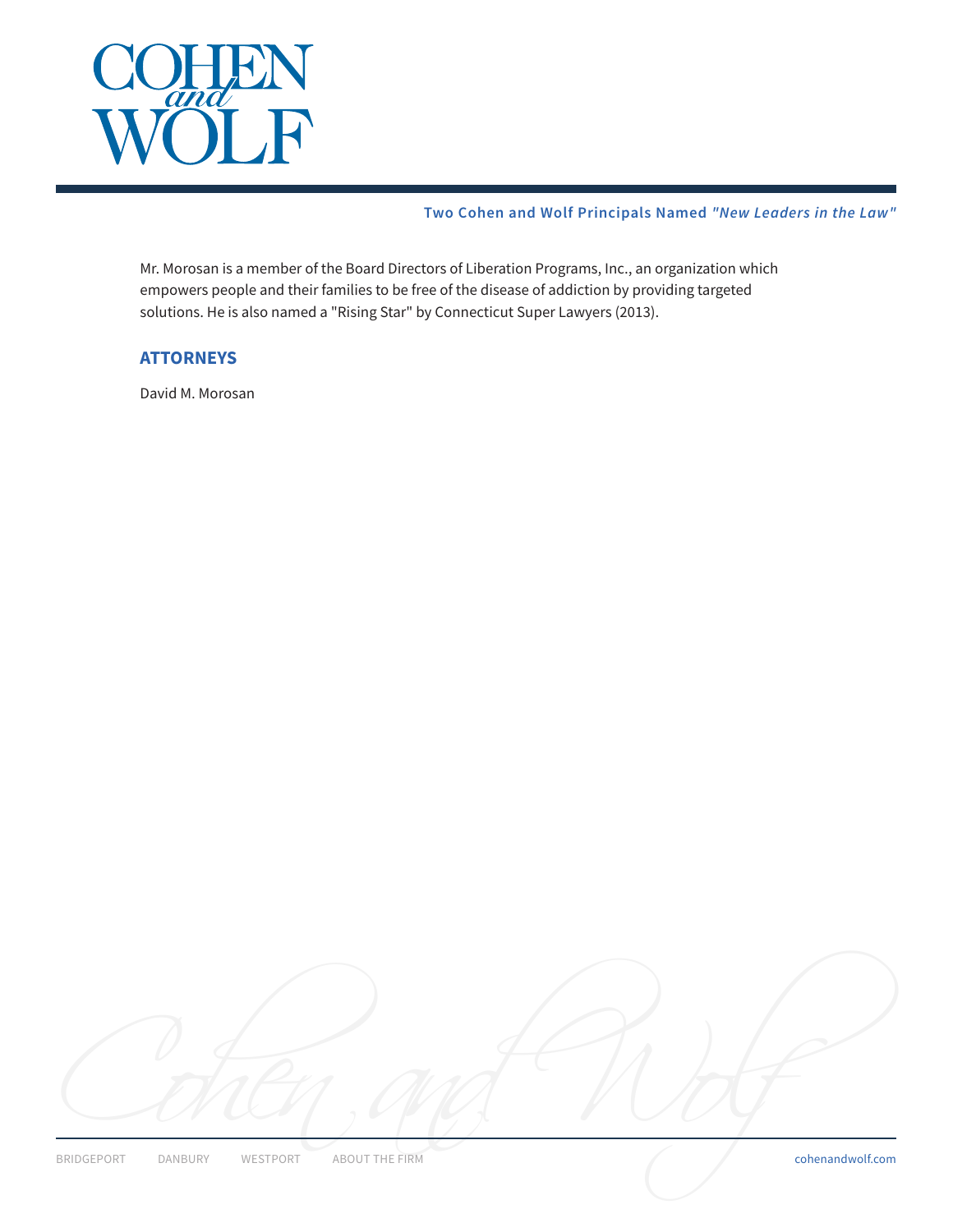Mr. Morosan is a member of the Board Directors of Liberation Programs, Inc., an organization which empowers people and their families to be free of the disease of addiction by providing targeted solutions. He is also named a "Rising Star" by Connecticut Super Lawyers (2013).

## ATTORNEYS

David M. Morosan